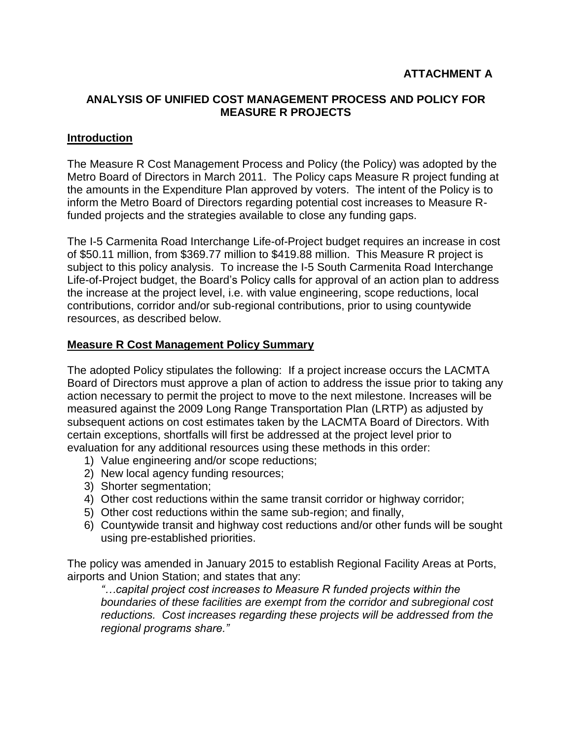**ATTACHMENT A**

## ANALYSIS OF UNIFIED COST MANAGEMENT PROCESS AND POLICY FOR MEASURE R PROJECTS

### Introduction

The Measure R Cost Management Process and Policy (the Policy) was adopted by the Metro Board of Directors in March 2011. The Policy caps Measure R project funding at the amounts in the Expenditure Plan approved by voters. The intent of the Policy is to inform the Metro Board of Directors regarding potential cost increases to Measure R-funded projects and the strategies available to close any funding gaps.

The I-5 Carmenita Road Interchange Life-of-Project budget requires an increase in cost of $50.11 million, from $369.77 million to $419.88 million. This Measure R project is subject to this policy analysis. To increase the I-5 South Carmenita Road Interchange Life-of-Project budget, the Board's Policy calls for approval of an action plan to address the increase at the project level, i.e. with value engineering, scope reductions, local contributions, corridor and/or sub-regional contributions, prior to using countywide resources, as described below.

### Measure R Cost Management Policy Summary

The adopted Policy stipulates the following: If a project increase occurs the LACMTA Board of Directors must approve a plan of action to address the issue prior to taking any action necessary to permit the project to move to the next milestone. Increases will be measured against the 2009 Long Range Transportation Plan (LRTP) as adjusted by subsequent actions on cost estimates taken by the LACMTA Board of Directors. With certain exceptions, shortfalls will first be addressed at the project level prior to evaluation for any additional resources using these methods in this order:

1) Value engineering and/or scope reductions;
2) New local agency funding resources;
3) Shorter segmentation;
4) Other cost reductions within the same transit corridor or highway corridor;
5) Other cost reductions within the same sub-region; and finally,
6) Countywide transit and highway cost reductions and/or other funds will be sought using pre-established priorities.

The policy was amended in January 2015 to establish Regional Facility Areas at Ports, airports and Union Station; and states that any:

> *"…capital project cost increases to Measure R funded projects within the boundaries of these facilities are exempt from the corridor and subregional cost reductions. Cost increases regarding these projects will be addressed from the regional programs share."*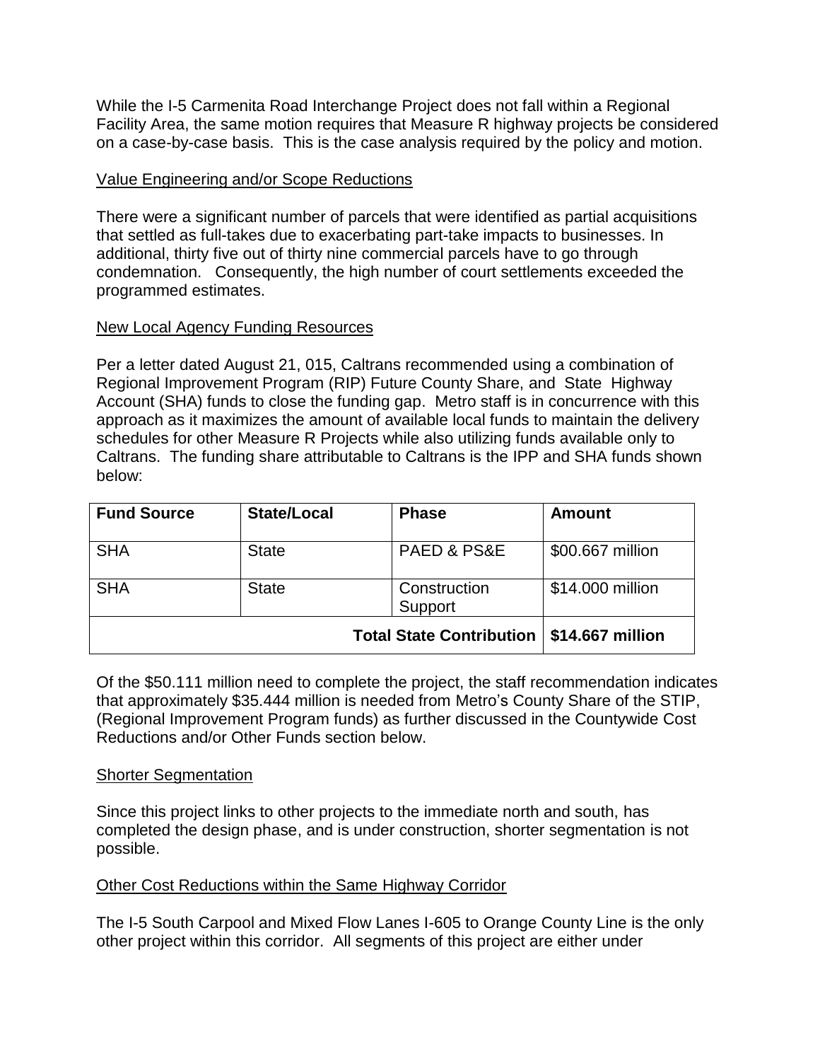While the I-5 Carmenita Road Interchange Project does not fall within a Regional Facility Area, the same motion requires that Measure R highway projects be considered on a case-by-case basis. This is the case analysis required by the policy and motion.

Value Engineering and/or Scope Reductions

There were a significant number of parcels that were identified as partial acquisitions that settled as full-takes due to exacerbating part-take impacts to businesses. In additional, thirty five out of thirty nine commercial parcels have to go through condemnation. Consequently, the high number of court settlements exceeded the programmed estimates.

New Local Agency Funding Resources

Per a letter dated August 21, 015, Caltrans recommended using a combination of Regional Improvement Program (RIP) Future County Share, and State Highway Account (SHA) funds to close the funding gap. Metro staff is in concurrence with this approach as it maximizes the amount of available local funds to maintain the delivery schedules for other Measure R Projects while also utilizing funds available only to Caltrans. The funding share attributable to Caltrans is the IPP and SHA funds shown below:

| Fund Source | State/Local | Phase | Amount |
| --- | --- | --- | --- |
| SHA | State | PAED & PS&E | $00.667 million |
| SHA | State | Construction Support | $14.000 million |
| | | **Total State Contribution** | **$14.667 million** |

Of the $50.111 million need to complete the project, the staff recommendation indicates that approximately $35.444 million is needed from Metro's County Share of the STIP, (Regional Improvement Program funds) as further discussed in the Countywide Cost Reductions and/or Other Funds section below.

Shorter Segmentation

Since this project links to other projects to the immediate north and south, has completed the design phase, and is under construction, shorter segmentation is not possible.

Other Cost Reductions within the Same Highway Corridor

The I-5 South Carpool and Mixed Flow Lanes I-605 to Orange County Line is the only other project within this corridor. All segments of this project are either under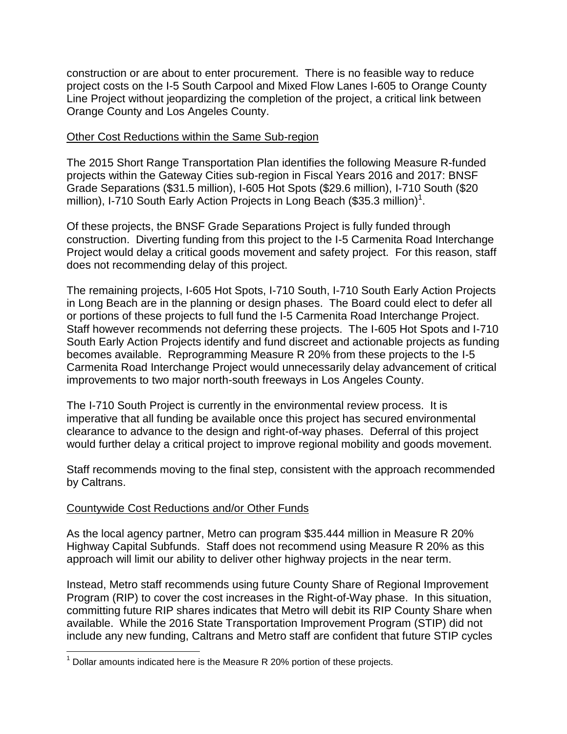construction or are about to enter procurement. There is no feasible way to reduce project costs on the I-5 South Carpool and Mixed Flow Lanes I-605 to Orange County Line Project without jeopardizing the completion of the project, a critical link between Orange County and Los Angeles County.

<u>Other Cost Reductions within the Same Sub-region</u>

The 2015 Short Range Transportation Plan identifies the following Measure R-funded projects within the Gateway Cities sub-region in Fiscal Years 2016 and 2017: BNSF Grade Separations ($31.5 million), I-605 Hot Spots ($29.6 million), I-710 South ($20 million), I-710 South Early Action Projects in Long Beach ($35.3 million)[1].

Of these projects, the BNSF Grade Separations Project is fully funded through construction. Diverting funding from this project to the I-5 Carmenita Road Interchange Project would delay a critical goods movement and safety project. For this reason, staff does not recommending delay of this project.

The remaining projects, I-605 Hot Spots, I-710 South, I-710 South Early Action Projects in Long Beach are in the planning or design phases. The Board could elect to defer all or portions of these projects to full fund the I-5 Carmenita Road Interchange Project. Staff however recommends not deferring these projects. The I-605 Hot Spots and I-710 South Early Action Projects identify and fund discreet and actionable projects as funding becomes available. Reprogramming Measure R 20% from these projects to the I-5 Carmenita Road Interchange Project would unnecessarily delay advancement of critical improvements to two major north-south freeways in Los Angeles County.

The I-710 South Project is currently in the environmental review process. It is imperative that all funding be available once this project has secured environmental clearance to advance to the design and right-of-way phases. Deferral of this project would further delay a critical project to improve regional mobility and goods movement.

Staff recommends moving to the final step, consistent with the approach recommended by Caltrans.

<u>Countywide Cost Reductions and/or Other Funds</u>

As the local agency partner, Metro can program $35.444 million in Measure R 20% Highway Capital Subfunds. Staff does not recommend using Measure R 20% as this approach will limit our ability to deliver other highway projects in the near term.

Instead, Metro staff recommends using future County Share of Regional Improvement Program (RIP) to cover the cost increases in the Right-of-Way phase. In this situation, committing future RIP shares indicates that Metro will debit its RIP County Share when available. While the 2016 State Transportation Improvement Program (STIP) did not include any new funding, Caltrans and Metro staff are confident that future STIP cycles

[1] Dollar amounts indicated here is the Measure R 20% portion of these projects.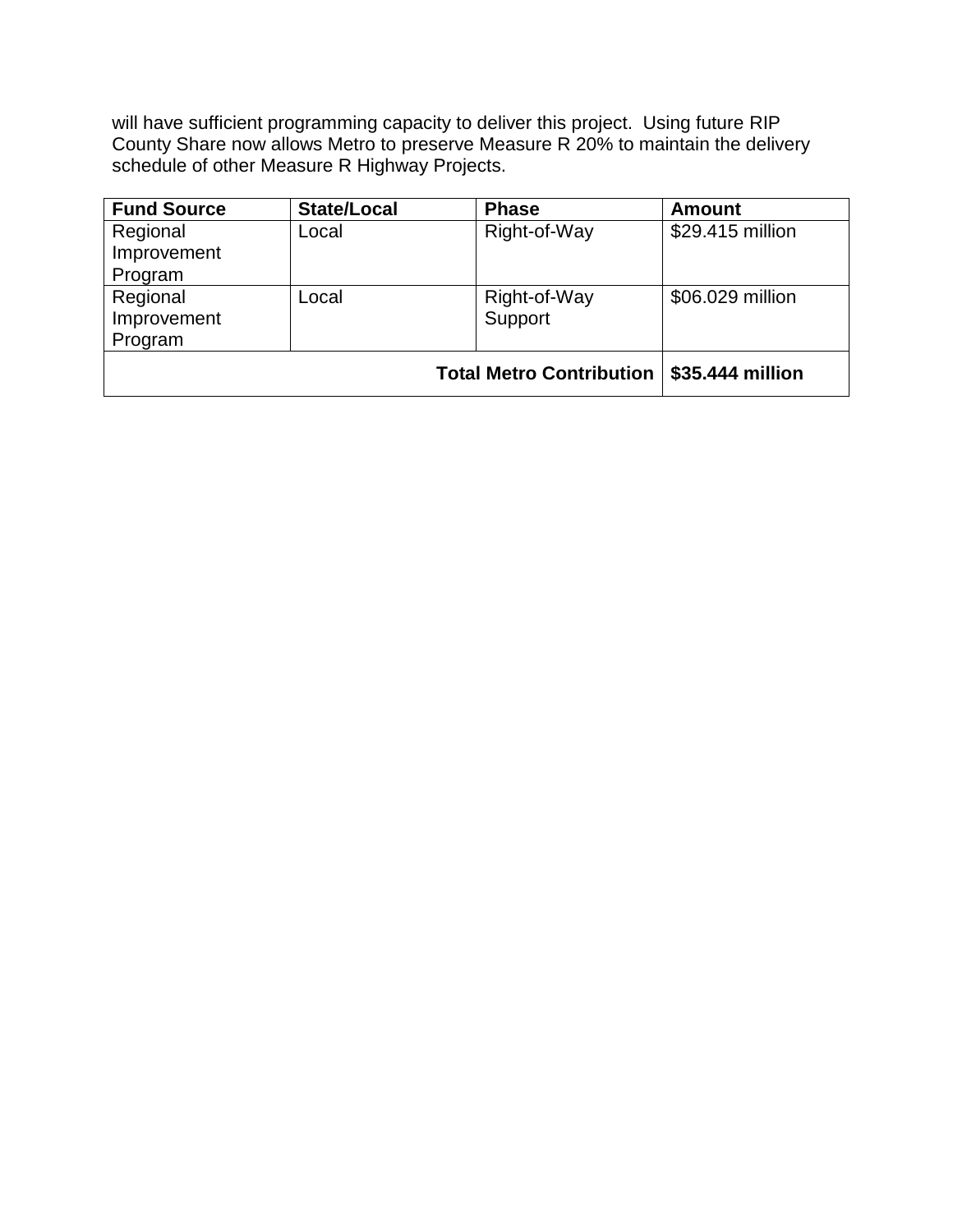will have sufficient programming capacity to deliver this project. Using future RIP County Share now allows Metro to preserve Measure R 20% to maintain the delivery schedule of other Measure R Highway Projects.

| **Fund Source** | **State/Local** | **Phase** | **Amount** |
|---|---|---|---|
| Regional Improvement Program | Local | Right-of-Way | $29.415 million |
| Regional Improvement Program | Local | Right-of-Way Support | $06.029 million |
| | | **Total Metro Contribution** | **$35.444 million** |